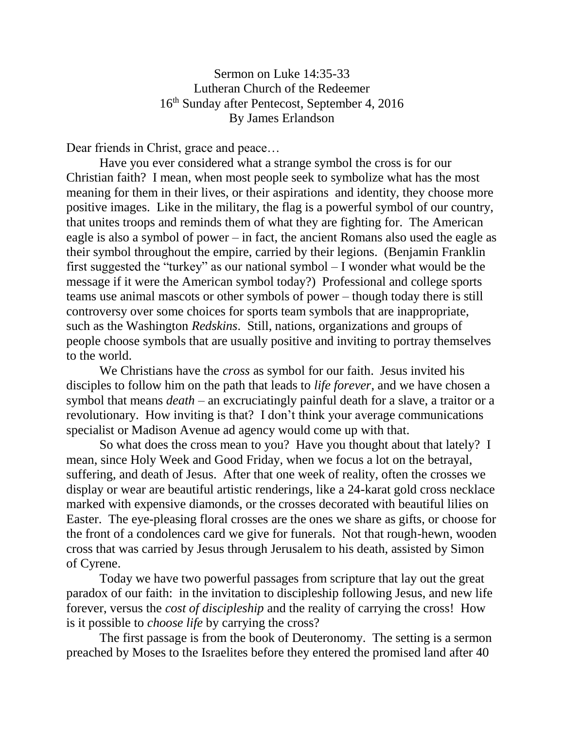Sermon on Luke 14:35-33
Lutheran Church of the Redeemer
16th Sunday after Pentecost, September 4, 2016
By James Erlandson

Dear friends in Christ, grace and peace…

Have you ever considered what a strange symbol the cross is for our Christian faith? I mean, when most people seek to symbolize what has the most meaning for them in their lives, or their aspirations and identity, they choose more positive images. Like in the military, the flag is a powerful symbol of our country, that unites troops and reminds them of what they are fighting for. The American eagle is also a symbol of power – in fact, the ancient Romans also used the eagle as their symbol throughout the empire, carried by their legions. (Benjamin Franklin first suggested the "turkey" as our national symbol – I wonder what would be the message if it were the American symbol today?) Professional and college sports teams use animal mascots or other symbols of power – though today there is still controversy over some choices for sports team symbols that are inappropriate, such as the Washington *Redskins*. Still, nations, organizations and groups of people choose symbols that are usually positive and inviting to portray themselves to the world.

We Christians have the *cross* as symbol for our faith. Jesus invited his disciples to follow him on the path that leads to *life forever*, and we have chosen a symbol that means *death* – an excruciatingly painful death for a slave, a traitor or a revolutionary. How inviting is that? I don't think your average communications specialist or Madison Avenue ad agency would come up with that.

So what does the cross mean to you? Have you thought about that lately? I mean, since Holy Week and Good Friday, when we focus a lot on the betrayal, suffering, and death of Jesus. After that one week of reality, often the crosses we display or wear are beautiful artistic renderings, like a 24-karat gold cross necklace marked with expensive diamonds, or the crosses decorated with beautiful lilies on Easter. The eye-pleasing floral crosses are the ones we share as gifts, or choose for the front of a condolences card we give for funerals. Not that rough-hewn, wooden cross that was carried by Jesus through Jerusalem to his death, assisted by Simon of Cyrene.

Today we have two powerful passages from scripture that lay out the great paradox of our faith: in the invitation to discipleship following Jesus, and new life forever, versus the *cost of discipleship* and the reality of carrying the cross! How is it possible to *choose life* by carrying the cross?

The first passage is from the book of Deuteronomy. The setting is a sermon preached by Moses to the Israelites before they entered the promised land after 40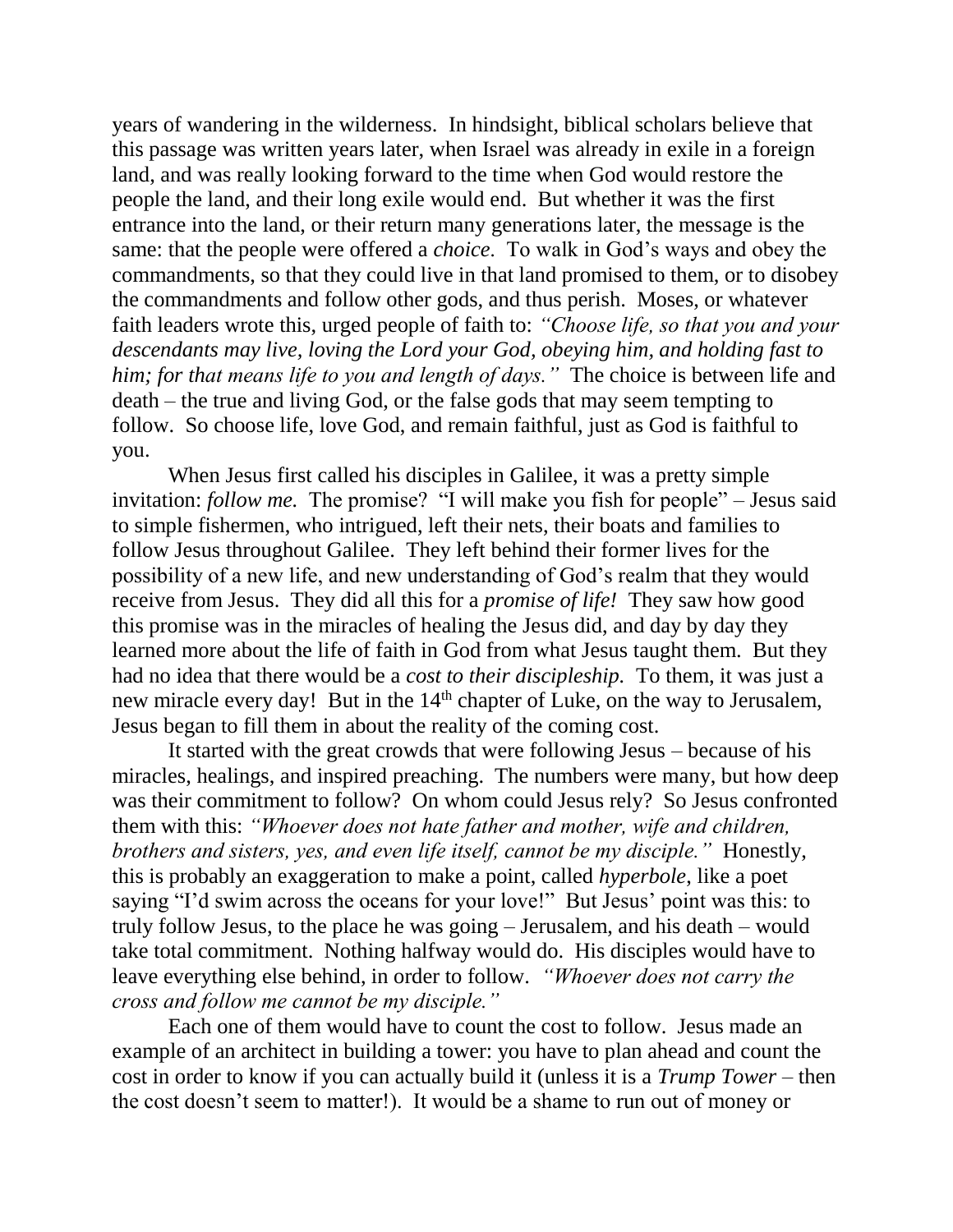years of wandering in the wilderness. In hindsight, biblical scholars believe that this passage was written years later, when Israel was already in exile in a foreign land, and was really looking forward to the time when God would restore the people the land, and their long exile would end. But whether it was the first entrance into the land, or their return many generations later, the message is the same: that the people were offered a *choice*. To walk in God's ways and obey the commandments, so that they could live in that land promised to them, or to disobey the commandments and follow other gods, and thus perish. Moses, or whatever faith leaders wrote this, urged people of faith to: *"Choose life, so that you and your descendants may live, loving the Lord your God, obeying him, and holding fast to him; for that means life to you and length of days."* The choice is between life and death – the true and living God, or the false gods that may seem tempting to follow. So choose life, love God, and remain faithful, just as God is faithful to you.

When Jesus first called his disciples in Galilee, it was a pretty simple invitation: *follow me.* The promise? "I will make you fish for people" – Jesus said to simple fishermen, who intrigued, left their nets, their boats and families to follow Jesus throughout Galilee. They left behind their former lives for the possibility of a new life, and new understanding of God's realm that they would receive from Jesus. They did all this for a *promise of life!* They saw how good this promise was in the miracles of healing the Jesus did, and day by day they learned more about the life of faith in God from what Jesus taught them. But they had no idea that there would be a *cost to their discipleship.* To them, it was just a new miracle every day! But in the 14th chapter of Luke, on the way to Jerusalem, Jesus began to fill them in about the reality of the coming cost.

It started with the great crowds that were following Jesus – because of his miracles, healings, and inspired preaching. The numbers were many, but how deep was their commitment to follow? On whom could Jesus rely? So Jesus confronted them with this: *"Whoever does not hate father and mother, wife and children, brothers and sisters, yes, and even life itself, cannot be my disciple."* Honestly, this is probably an exaggeration to make a point, called *hyperbole*, like a poet saying "I'd swim across the oceans for your love!" But Jesus' point was this: to truly follow Jesus, to the place he was going – Jerusalem, and his death – would take total commitment. Nothing halfway would do. His disciples would have to leave everything else behind, in order to follow. *"Whoever does not carry the cross and follow me cannot be my disciple."*

Each one of them would have to count the cost to follow. Jesus made an example of an architect in building a tower: you have to plan ahead and count the cost in order to know if you can actually build it (unless it is a *Trump Tower* – then the cost doesn't seem to matter!). It would be a shame to run out of money or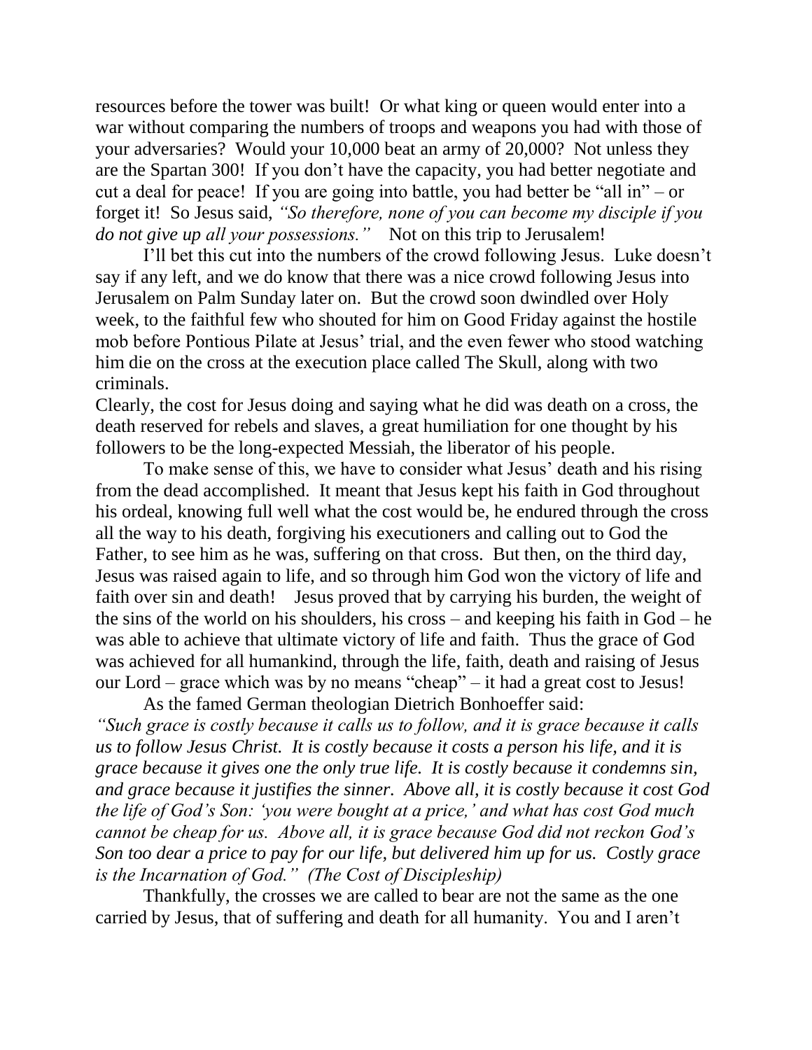resources before the tower was built! Or what king or queen would enter into a war without comparing the numbers of troops and weapons you had with those of your adversaries? Would your 10,000 beat an army of 20,000? Not unless they are the Spartan 300! If you don't have the capacity, you had better negotiate and cut a deal for peace! If you are going into battle, you had better be "all in" – or forget it! So Jesus said, *"So therefore, none of you can become my disciple if you do not give up all your possessions."* Not on this trip to Jerusalem!

I'll bet this cut into the numbers of the crowd following Jesus. Luke doesn't say if any left, and we do know that there was a nice crowd following Jesus into Jerusalem on Palm Sunday later on. But the crowd soon dwindled over Holy week, to the faithful few who shouted for him on Good Friday against the hostile mob before Pontious Pilate at Jesus' trial, and the even fewer who stood watching him die on the cross at the execution place called The Skull, along with two criminals.

Clearly, the cost for Jesus doing and saying what he did was death on a cross, the death reserved for rebels and slaves, a great humiliation for one thought by his followers to be the long-expected Messiah, the liberator of his people.

To make sense of this, we have to consider what Jesus' death and his rising from the dead accomplished. It meant that Jesus kept his faith in God throughout his ordeal, knowing full well what the cost would be, he endured through the cross all the way to his death, forgiving his executioners and calling out to God the Father, to see him as he was, suffering on that cross. But then, on the third day, Jesus was raised again to life, and so through him God won the victory of life and faith over sin and death! Jesus proved that by carrying his burden, the weight of the sins of the world on his shoulders, his cross – and keeping his faith in God – he was able to achieve that ultimate victory of life and faith. Thus the grace of God was achieved for all humankind, through the life, faith, death and raising of Jesus our Lord – grace which was by no means "cheap" – it had a great cost to Jesus!

As the famed German theologian Dietrich Bonhoeffer said:

*"Such grace is costly because it calls us to follow, and it is grace because it calls us to follow Jesus Christ. It is costly because it costs a person his life, and it is grace because it gives one the only true life. It is costly because it condemns sin, and grace because it justifies the sinner. Above all, it is costly because it cost God the life of God's Son: 'you were bought at a price,' and what has cost God much cannot be cheap for us. Above all, it is grace because God did not reckon God's Son too dear a price to pay for our life, but delivered him up for us. Costly grace is the Incarnation of God." (The Cost of Discipleship)*

Thankfully, the crosses we are called to bear are not the same as the one carried by Jesus, that of suffering and death for all humanity. You and I aren't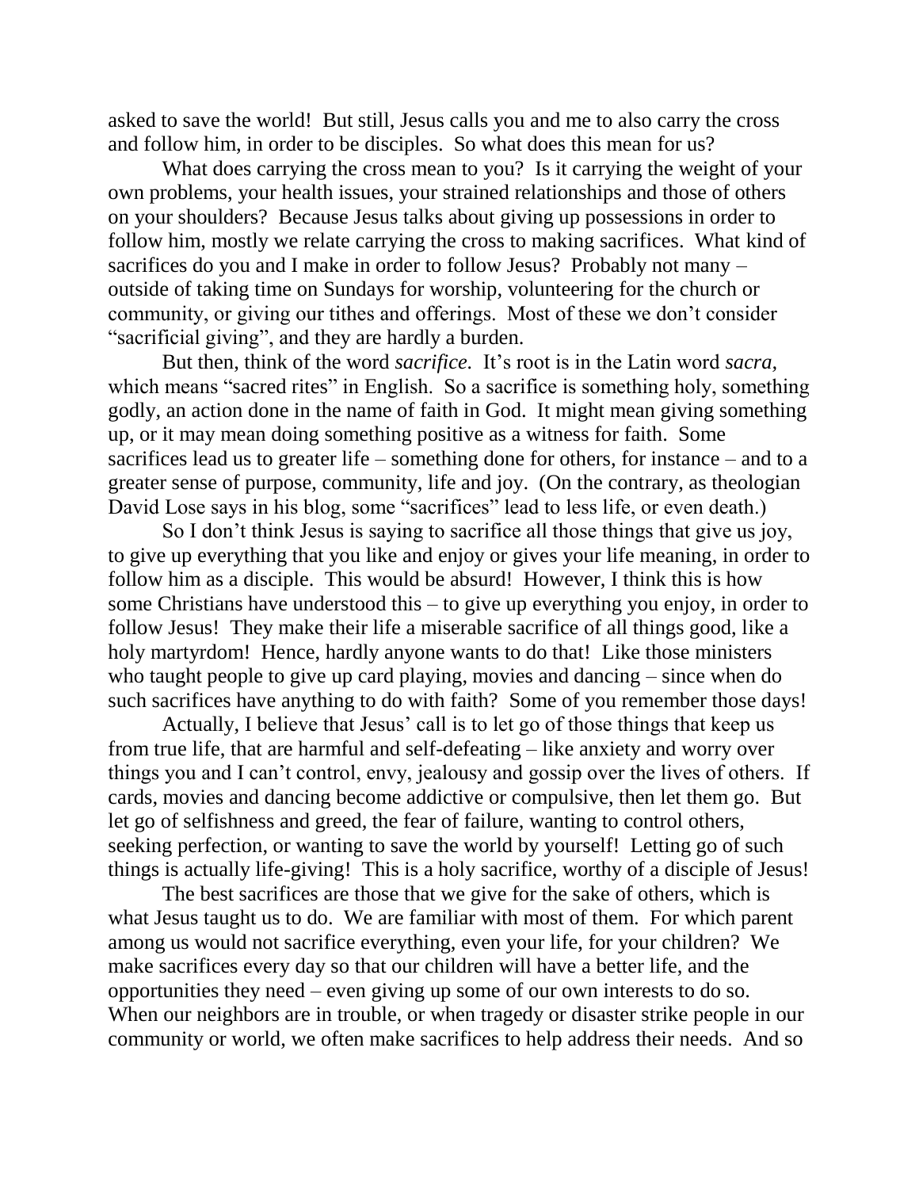asked to save the world! But still, Jesus calls you and me to also carry the cross and follow him, in order to be disciples. So what does this mean for us?

What does carrying the cross mean to you? Is it carrying the weight of your own problems, your health issues, your strained relationships and those of others on your shoulders? Because Jesus talks about giving up possessions in order to follow him, mostly we relate carrying the cross to making sacrifices. What kind of sacrifices do you and I make in order to follow Jesus? Probably not many – outside of taking time on Sundays for worship, volunteering for the church or community, or giving our tithes and offerings. Most of these we don't consider "sacrificial giving", and they are hardly a burden.

But then, think of the word *sacrifice.* It's root is in the Latin word *sacra,* which means "sacred rites" in English. So a sacrifice is something holy, something godly, an action done in the name of faith in God. It might mean giving something up, or it may mean doing something positive as a witness for faith. Some sacrifices lead us to greater life – something done for others, for instance – and to a greater sense of purpose, community, life and joy. (On the contrary, as theologian David Lose says in his blog, some "sacrifices" lead to less life, or even death.)

So I don't think Jesus is saying to sacrifice all those things that give us joy, to give up everything that you like and enjoy or gives your life meaning, in order to follow him as a disciple. This would be absurd! However, I think this is how some Christians have understood this – to give up everything you enjoy, in order to follow Jesus! They make their life a miserable sacrifice of all things good, like a holy martyrdom! Hence, hardly anyone wants to do that! Like those ministers who taught people to give up card playing, movies and dancing – since when do such sacrifices have anything to do with faith? Some of you remember those days!

Actually, I believe that Jesus' call is to let go of those things that keep us from true life, that are harmful and self-defeating – like anxiety and worry over things you and I can't control, envy, jealousy and gossip over the lives of others. If cards, movies and dancing become addictive or compulsive, then let them go. But let go of selfishness and greed, the fear of failure, wanting to control others, seeking perfection, or wanting to save the world by yourself! Letting go of such things is actually life-giving! This is a holy sacrifice, worthy of a disciple of Jesus!

The best sacrifices are those that we give for the sake of others, which is what Jesus taught us to do. We are familiar with most of them. For which parent among us would not sacrifice everything, even your life, for your children? We make sacrifices every day so that our children will have a better life, and the opportunities they need – even giving up some of our own interests to do so. When our neighbors are in trouble, or when tragedy or disaster strike people in our community or world, we often make sacrifices to help address their needs. And so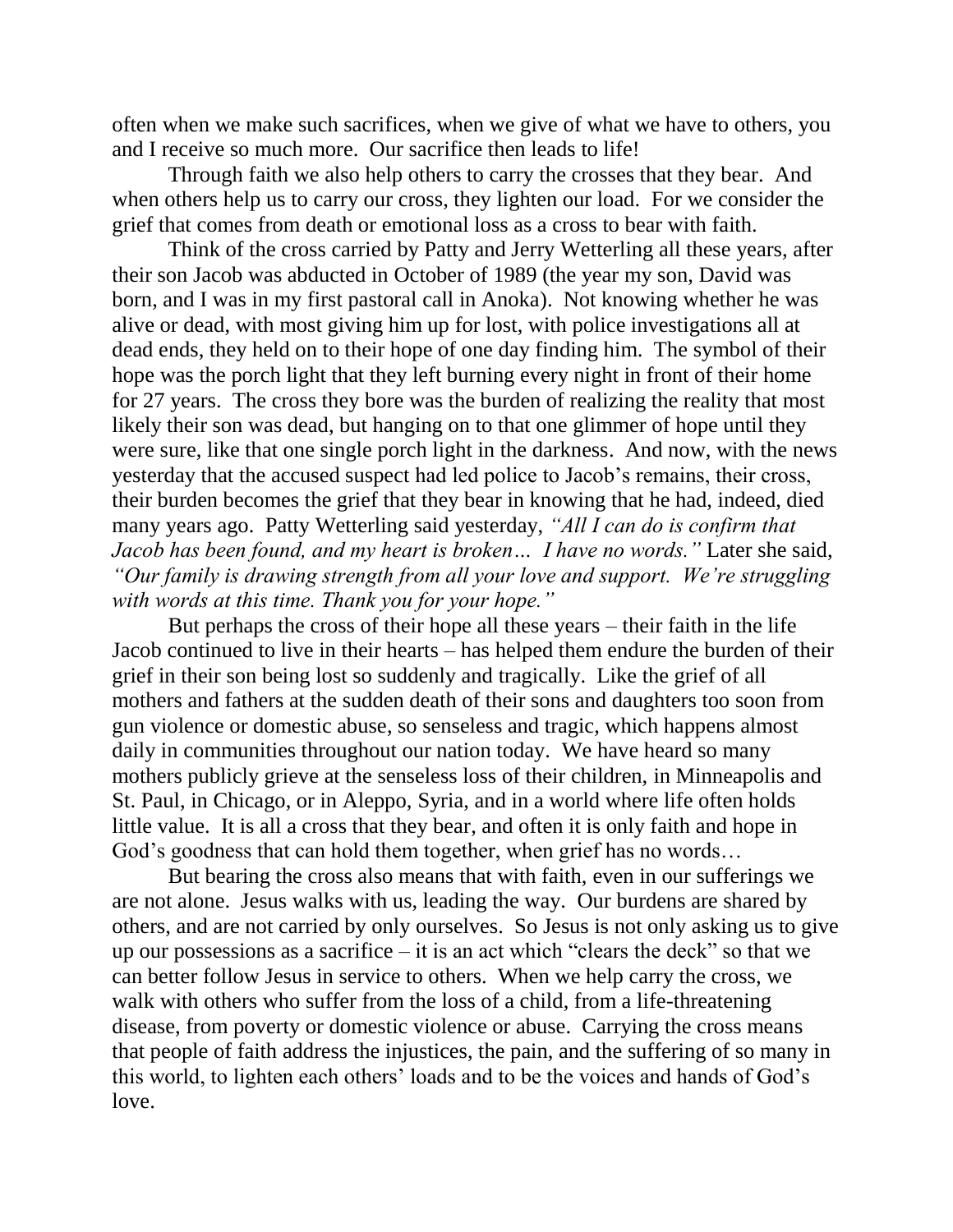often when we make such sacrifices, when we give of what we have to others, you and I receive so much more. Our sacrifice then leads to life!

Through faith we also help others to carry the crosses that they bear. And when others help us to carry our cross, they lighten our load. For we consider the grief that comes from death or emotional loss as a cross to bear with faith.

Think of the cross carried by Patty and Jerry Wetterling all these years, after their son Jacob was abducted in October of 1989 (the year my son, David was born, and I was in my first pastoral call in Anoka). Not knowing whether he was alive or dead, with most giving him up for lost, with police investigations all at dead ends, they held on to their hope of one day finding him. The symbol of their hope was the porch light that they left burning every night in front of their home for 27 years. The cross they bore was the burden of realizing the reality that most likely their son was dead, but hanging on to that one glimmer of hope until they were sure, like that one single porch light in the darkness. And now, with the news yesterday that the accused suspect had led police to Jacob's remains, their cross, their burden becomes the grief that they bear in knowing that he had, indeed, died many years ago. Patty Wetterling said yesterday, *"All I can do is confirm that Jacob has been found, and my heart is broken… I have no words."* Later she said, *"Our family is drawing strength from all your love and support. We're struggling with words at this time. Thank you for your hope."*

But perhaps the cross of their hope all these years – their faith in the life Jacob continued to live in their hearts – has helped them endure the burden of their grief in their son being lost so suddenly and tragically. Like the grief of all mothers and fathers at the sudden death of their sons and daughters too soon from gun violence or domestic abuse, so senseless and tragic, which happens almost daily in communities throughout our nation today. We have heard so many mothers publicly grieve at the senseless loss of their children, in Minneapolis and St. Paul, in Chicago, or in Aleppo, Syria, and in a world where life often holds little value. It is all a cross that they bear, and often it is only faith and hope in God's goodness that can hold them together, when grief has no words…

But bearing the cross also means that with faith, even in our sufferings we are not alone. Jesus walks with us, leading the way. Our burdens are shared by others, and are not carried by only ourselves. So Jesus is not only asking us to give up our possessions as a sacrifice – it is an act which "clears the deck" so that we can better follow Jesus in service to others. When we help carry the cross, we walk with others who suffer from the loss of a child, from a life-threatening disease, from poverty or domestic violence or abuse. Carrying the cross means that people of faith address the injustices, the pain, and the suffering of so many in this world, to lighten each others' loads and to be the voices and hands of God's love.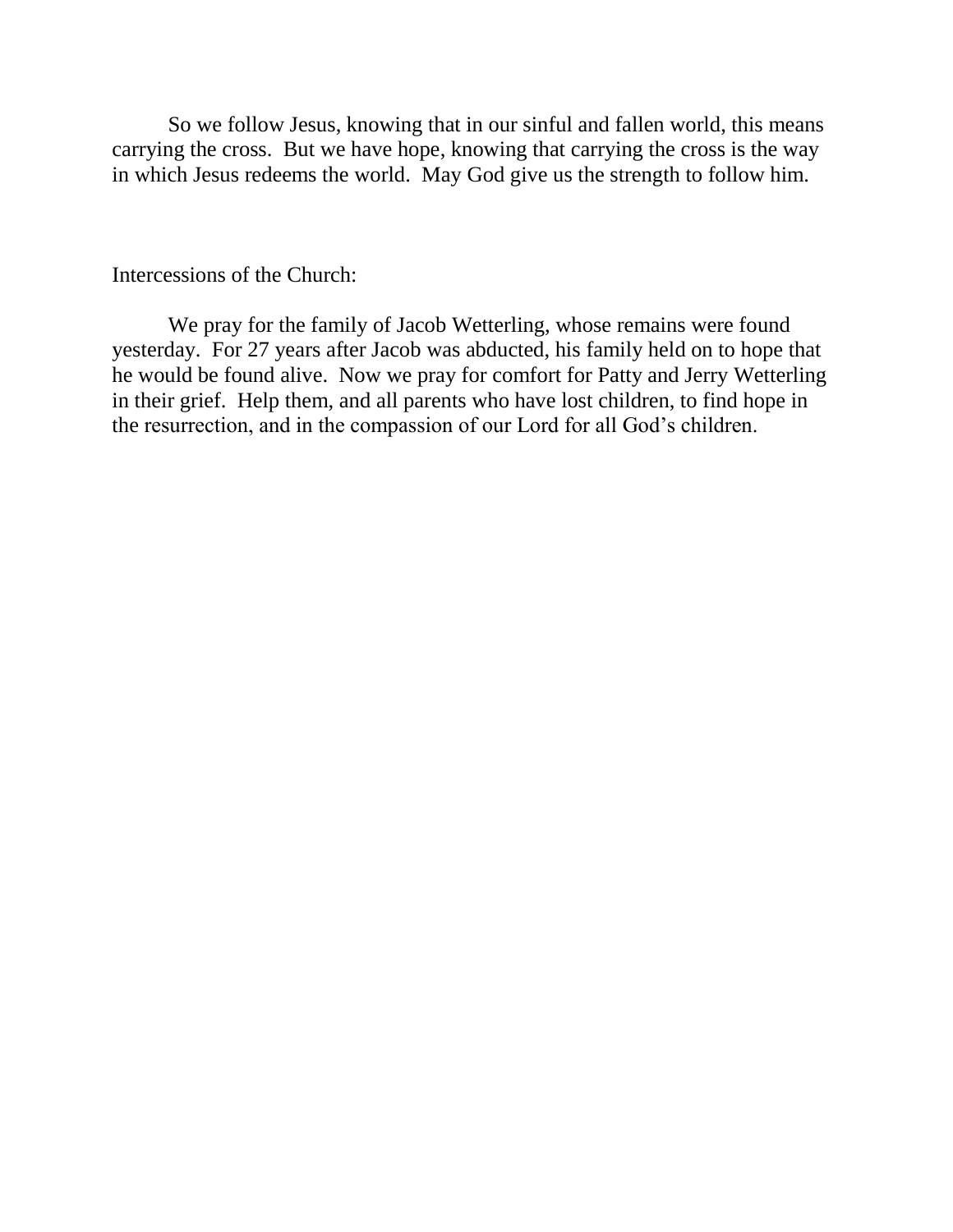So we follow Jesus, knowing that in our sinful and fallen world, this means carrying the cross. But we have hope, knowing that carrying the cross is the way in which Jesus redeems the world. May God give us the strength to follow him.

Intercessions of the Church:

We pray for the family of Jacob Wetterling, whose remains were found yesterday. For 27 years after Jacob was abducted, his family held on to hope that he would be found alive. Now we pray for comfort for Patty and Jerry Wetterling in their grief. Help them, and all parents who have lost children, to find hope in the resurrection, and in the compassion of our Lord for all God's children.